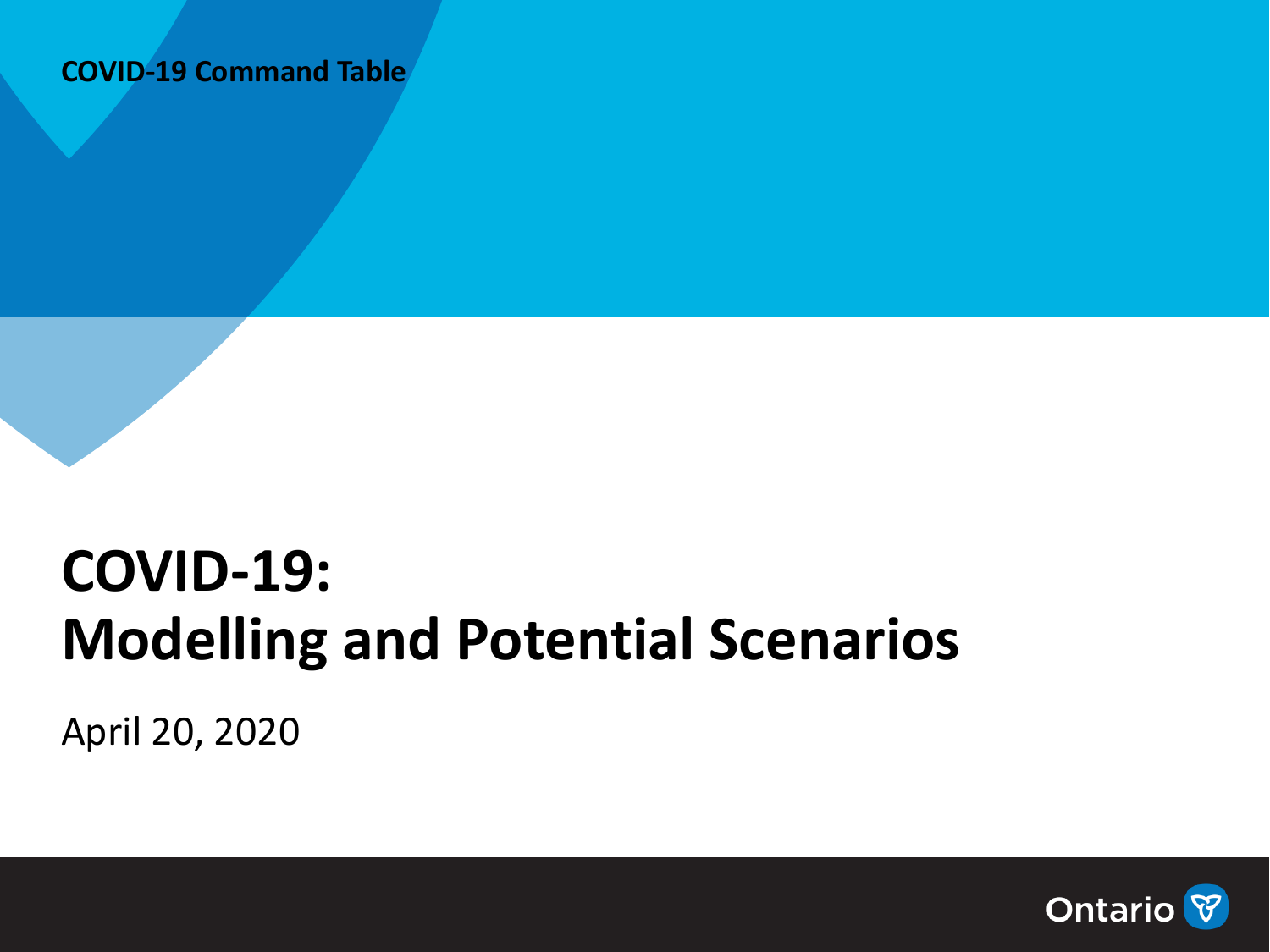COVID-19 Command Table

# COVID-19: Modelling and Potential Scenarios

April 20, 2020

Ontario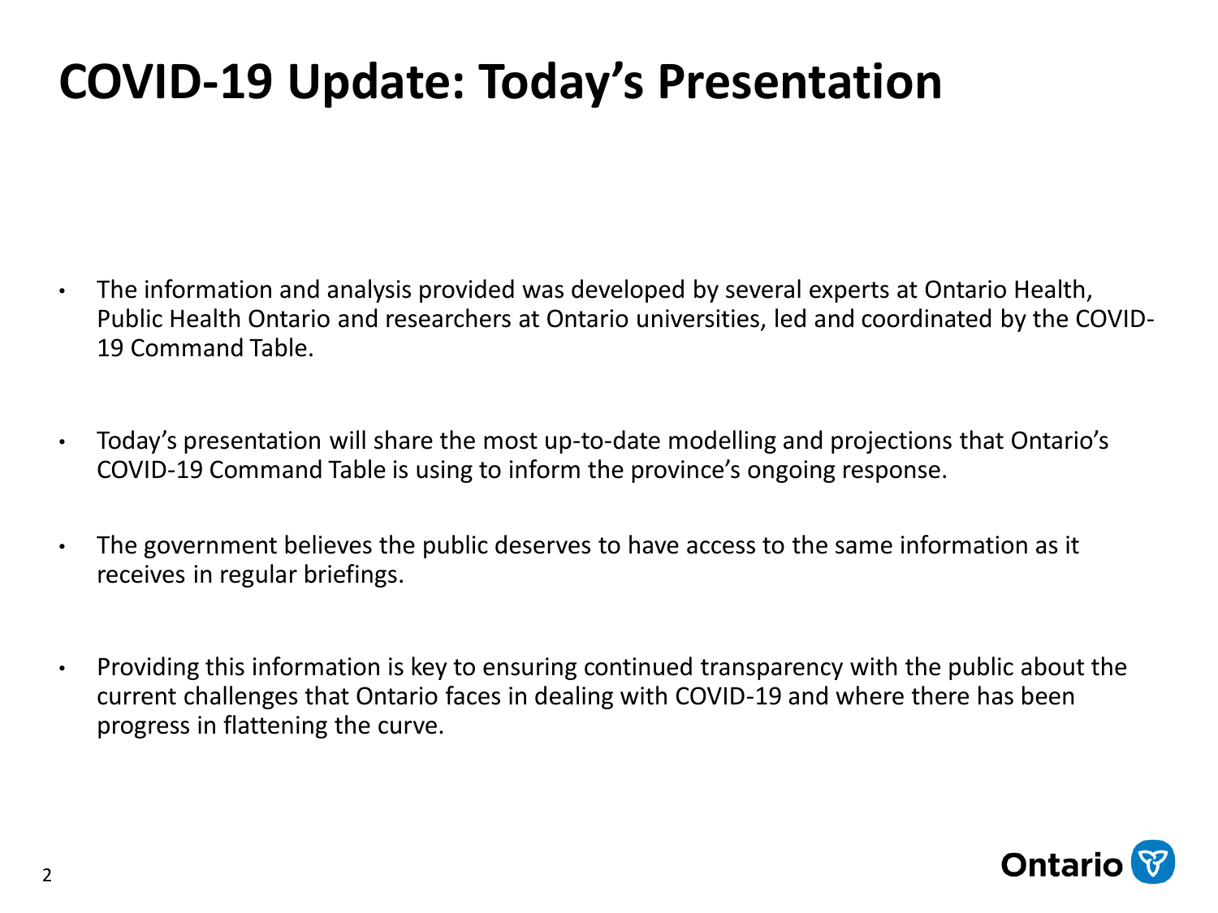# COVID-19 Update: Today's Presentation

- The information and analysis provided was developed by several experts at Ontario Health, Public Health Ontario and researchers at Ontario universities, led and coordinated by the COVID-19 Command Table.
- Today's presentation will share the most up-to-date modelling and projections that Ontario's COVID-19 Command Table is using to inform the province's ongoing response.
- The government believes the public deserves to have access to the same information as it receives in regular briefings.
- Providing this information is key to ensuring continued transparency with the public about the current challenges that Ontario faces in dealing with COVID-19 and where there has been progress in flattening the curve.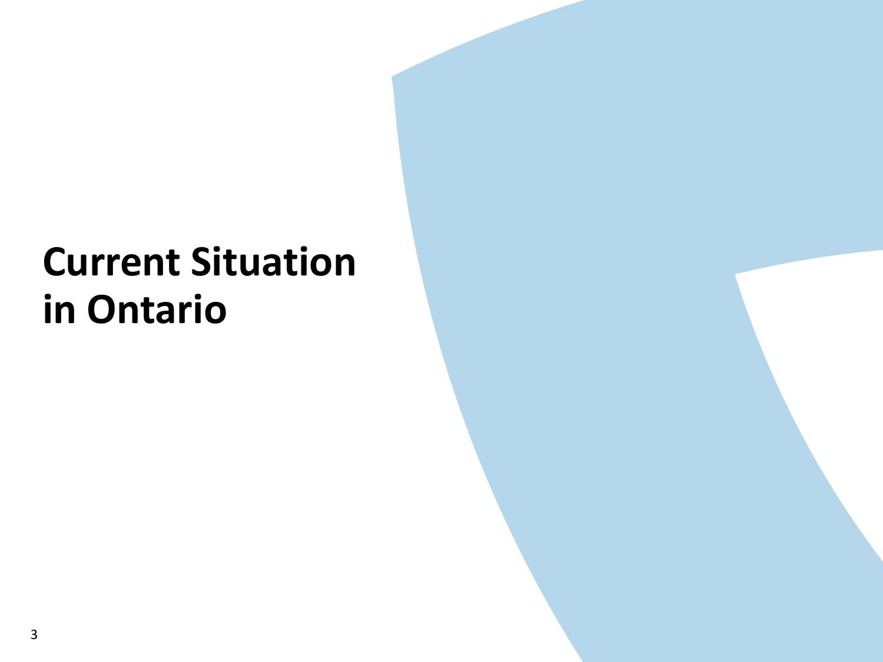# Current Situation in Ontario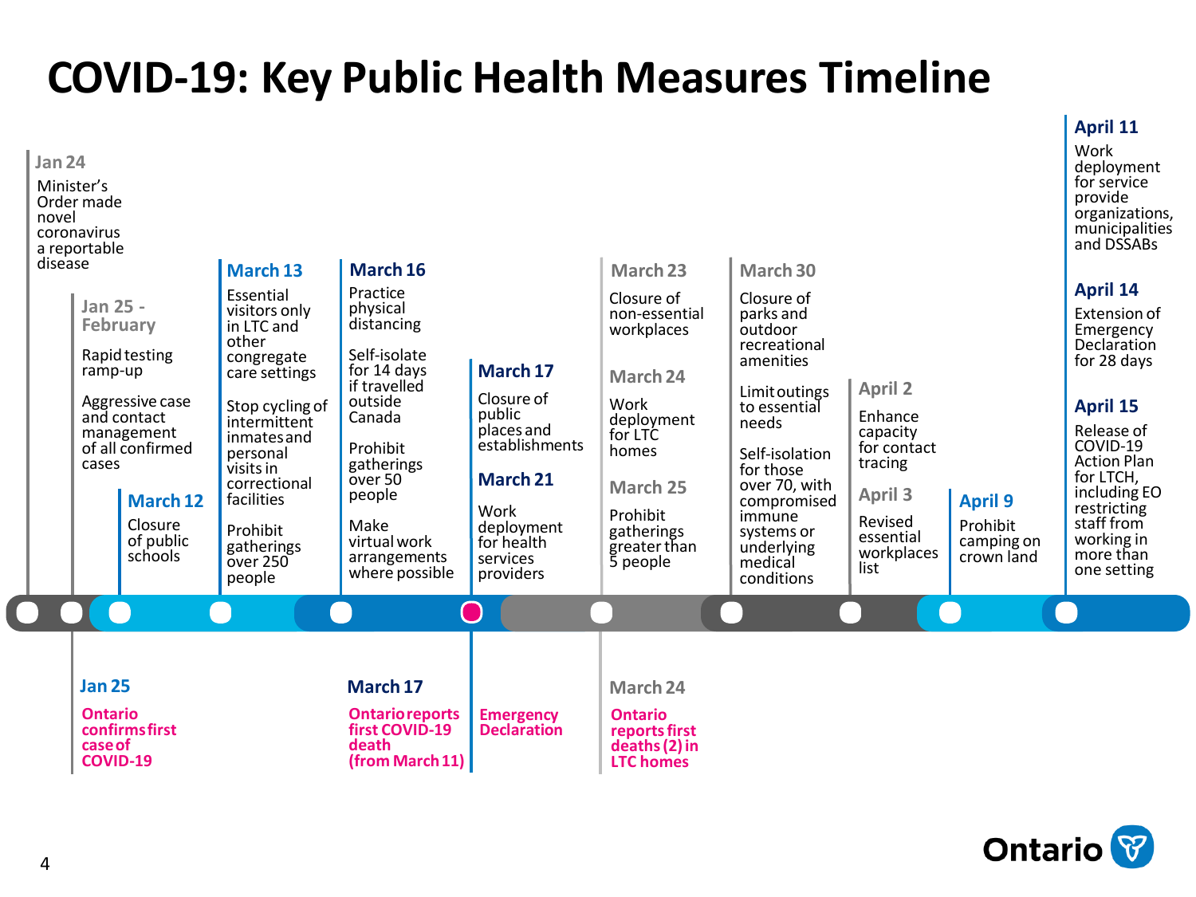# COVID-19: Key Public Health Measures Timeline

**Jan 24**
Minister's Order made novel coronavirus a reportable disease

**Jan 25 - February**
Rapid testing ramp-up

Aggressive case and contact management of all confirmed cases

**Jan 25**
**Ontario confirms first case of COVID-19**

**March 12**
Closure of public schools

**March 13**
Essential visitors only in LTC and other congregate care settings

Stop cycling of intermittent inmates and personal visits in correctional facilities

Prohibit gatherings over 250 people

**March 16**
Practice physical distancing

Self-isolate for 14 days if travelled outside Canada

Prohibit gatherings over 50 people

Make virtual work arrangements where possible

**March 17**
**Ontario reports first COVID-19 death (from March 11)**

**March 17**
Closure of public places and establishments

**Emergency Declaration**

**March 21**
Work deployment for health services providers

**March 23**
Closure of non-essential workplaces

**March 24**
Work deployment for LTC homes

**March 24**
**Ontario reports first deaths (2) in LTC homes**

**March 25**
Prohibit gatherings greater than 5 people

**March 30**
Closure of parks and outdoor recreational amenities

Limit outings to essential needs

Self-isolation for those over 70, with compromised immune systems or underlying medical conditions

**April 2**
Enhance capacity for contact tracing

**April 3**
Revised essential workplaces list

**April 9**
Prohibit camping on crown land

**April 11**
Work deployment for service provide organizations, municipalities and DSSABs

**April 14**
Extension of Emergency Declaration for 28 days

**April 15**
Release of COVID-19 Action Plan for LTCH, including EO restricting staff from working in more than one setting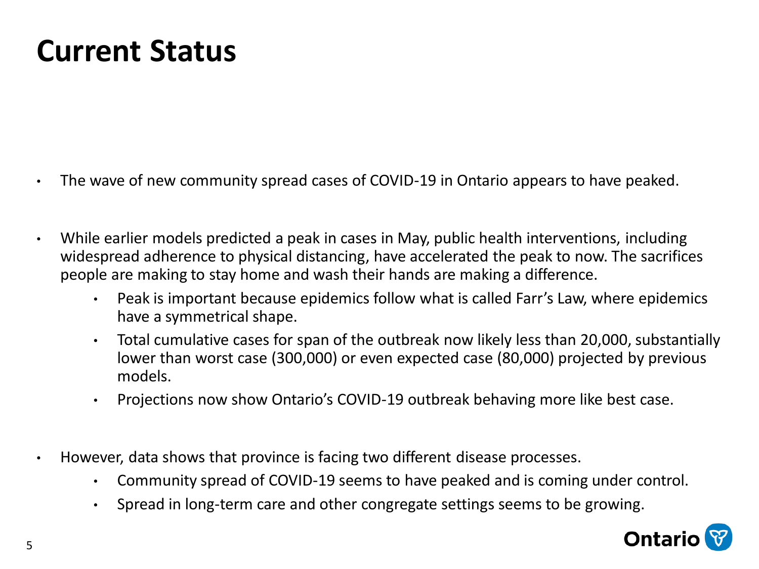# Current Status

- The wave of new community spread cases of COVID-19 in Ontario appears to have peaked.
- While earlier models predicted a peak in cases in May, public health interventions, including widespread adherence to physical distancing, have accelerated the peak to now. The sacrifices people are making to stay home and wash their hands are making a difference.
  - Peak is important because epidemics follow what is called Farr's Law, where epidemics have a symmetrical shape.
  - Total cumulative cases for span of the outbreak now likely less than 20,000, substantially lower than worst case (300,000) or even expected case (80,000) projected by previous models.
  - Projections now show Ontario's COVID-19 outbreak behaving more like best case.
- However, data shows that province is facing two different disease processes.
  - Community spread of COVID-19 seems to have peaked and is coming under control.
  - Spread in long-term care and other congregate settings seems to be growing.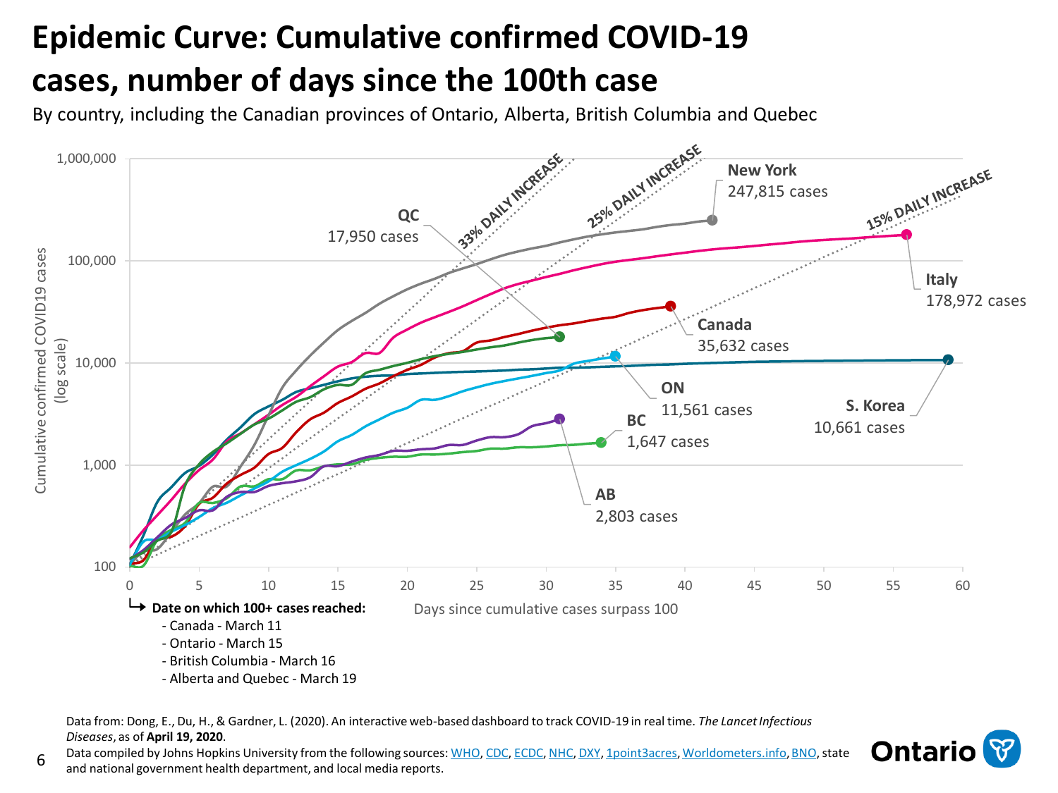# Epidemic Curve: Cumulative confirmed COVID-19 cases, number of days since the 100th case

By country, including the Canadian provinces of Ontario, Alberta, British Columbia and Quebec

Cumulative confirmed COVID19 cases (log scale)

1,000,000
100,000
10,000
1,000
100

0 5 10 15 20 25 30 35 40 45 50 55 60

Days since cumulative cases surpass 100

33% DAILY INCREASE
25% DAILY INCREASE
15% DAILY INCREASE

**New York** 247,815 cases

**QC** 17,950 cases

**Italy** 178,972 cases

**Canada** 35,632 cases

**ON** 11,561 cases

**S. Korea** 10,661 cases

**BC** 1,647 cases

**AB** 2,803 cases

↳ **Date on which 100+ cases reached:**

- Canada - March 11
- Ontario - March 15
- British Columbia - March 16
- Alberta and Quebec - March 19

Data from: Dong, E., Du, H., & Gardner, L. (2020). An interactive web-based dashboard to track COVID-19 in real time. *The Lancet Infectious Diseases*, as of **April 19, 2020**.

Data compiled by Johns Hopkins University from the following sources: WHO, CDC, ECDC, NHC, DXY, 1point3acres, Worldometers.info, BNO, state and national government health department, and local media reports.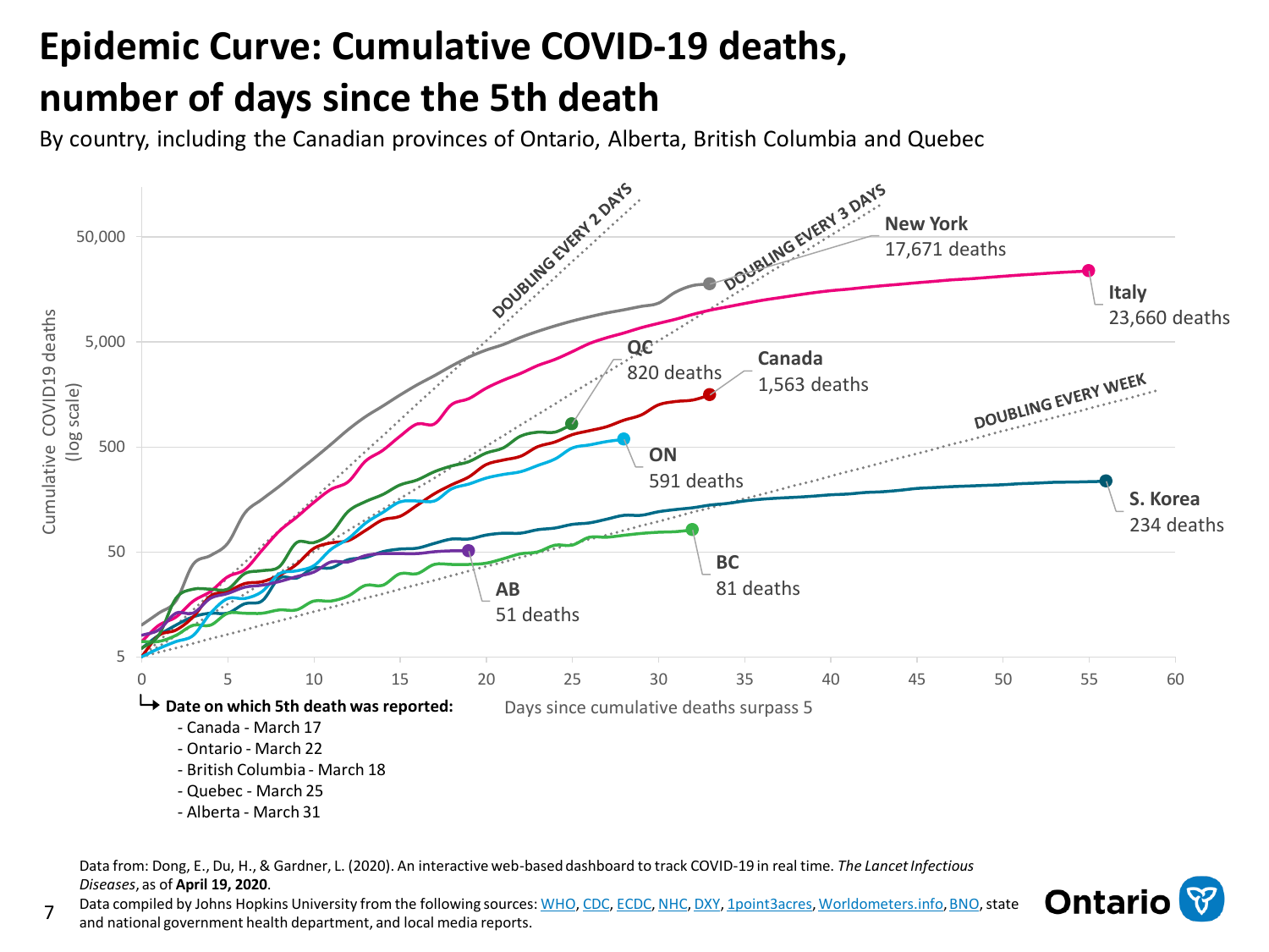# Epidemic Curve: Cumulative COVID-19 deaths, number of days since the 5th death

By country, including the Canadian provinces of Ontario, Alberta, British Columbia and Quebec

Cumulative COVID19 deaths (log scale)

DOUBLING EVERY 2 DAYS

DOUBLING EVERY 3 DAYS

DOUBLING EVERY WEEK

New York 17,671 deaths

Italy 23,660 deaths

QC 820 deaths

Canada 1,563 deaths

ON 591 deaths

S. Korea 234 deaths

BC 81 deaths

AB 51 deaths

Days since cumulative deaths surpass 5

**Date on which 5th death was reported:**

- Canada - March 17
- Ontario - March 22
- British Columbia - March 18
- Quebec - March 25
- Alberta - March 31

Data from: Dong, E., Du, H., & Gardner, L. (2020). An interactive web-based dashboard to track COVID-19 in real time. *The Lancet Infectious Diseases*, as of **April 19, 2020**.

Data compiled by Johns Hopkins University from the following sources: WHO, CDC, ECDC, NHC, DXY, 1point3acres, Worldometers.info, BNO, state and national government health department, and local media reports.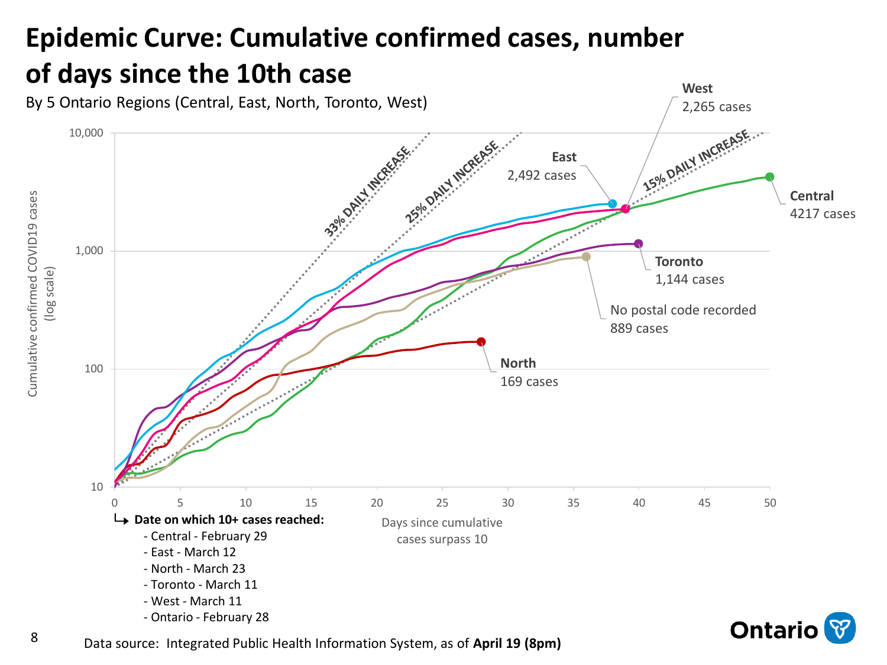# Epidemic Curve: Cumulative confirmed cases, number of days since the 10th case

By 5 Ontario Regions (Central, East, North, Toronto, West)

Cumulative confirmed COVID19 cases (log scale)

10,000
1,000
100
10

0 5 10 15 20 25 30 35 40 45 50

Days since cumulative cases surpass 10

33% DAILY INCREASE

25% DAILY INCREASE

15% DAILY INCREASE

**West** 2,265 cases

**East** 2,492 cases

**Central** 4217 cases

**Toronto** 1,144 cases

No postal code recorded 889 cases

**North** 169 cases

↳ **Date on which 10+ cases reached:**

- Central - February 29
- East - March 12
- North - March 23
- Toronto - March 11
- West - March 11
- Ontario - February 28

Data source: Integrated Public Health Information System, as of **April 19 (8pm)**

Ontario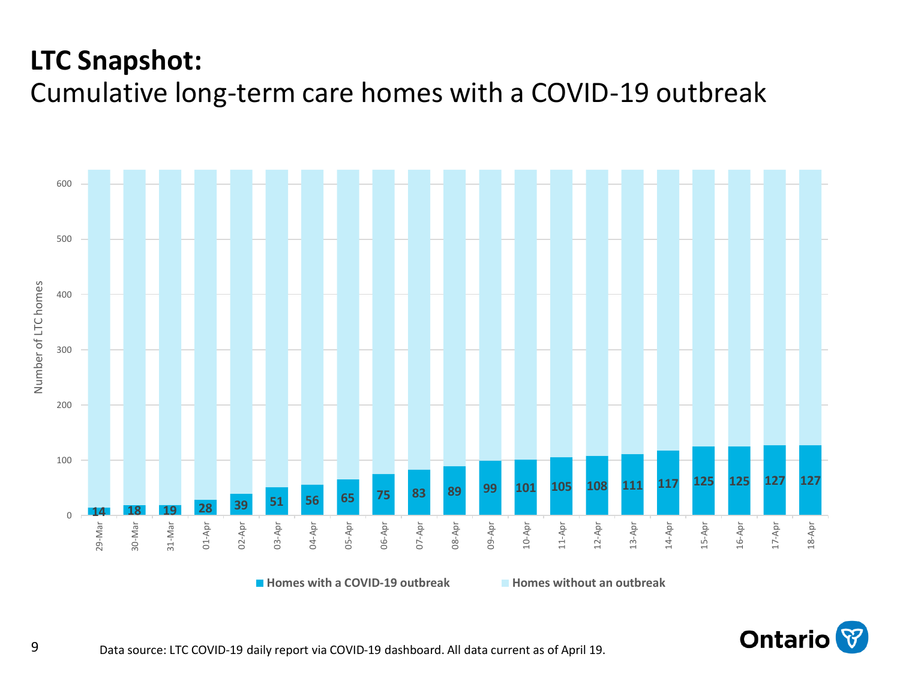# LTC Snapshot:

## Cumulative long-term care homes with a COVID-19 outbreak

| Date | Homes with a COVID-19 outbreak |
| --- | --- |
| 29-Mar | 14 |
| 30-Mar | 18 |
| 31-Mar | 19 |
| 01-Apr | 28 |
| 02-Apr | 39 |
| 03-Apr | 51 |
| 04-Apr | 56 |
| 05-Apr | 65 |
| 06-Apr | 75 |
| 07-Apr | 83 |
| 08-Apr | 89 |
| 09-Apr | 99 |
| 10-Apr | 101 |
| 11-Apr | 105 |
| 12-Apr | 108 |
| 13-Apr | 111 |
| 14-Apr | 117 |
| 15-Apr | 125 |
| 16-Apr | 125 |
| 17-Apr | 127 |
| 18-Apr | 127 |

Legend: Homes with a COVID-19 outbreak; Homes without an outbreak

Y-axis: Number of LTC homes

Data source: LTC COVID-19 daily report via COVID-19 dashboard. All data current as of April 19.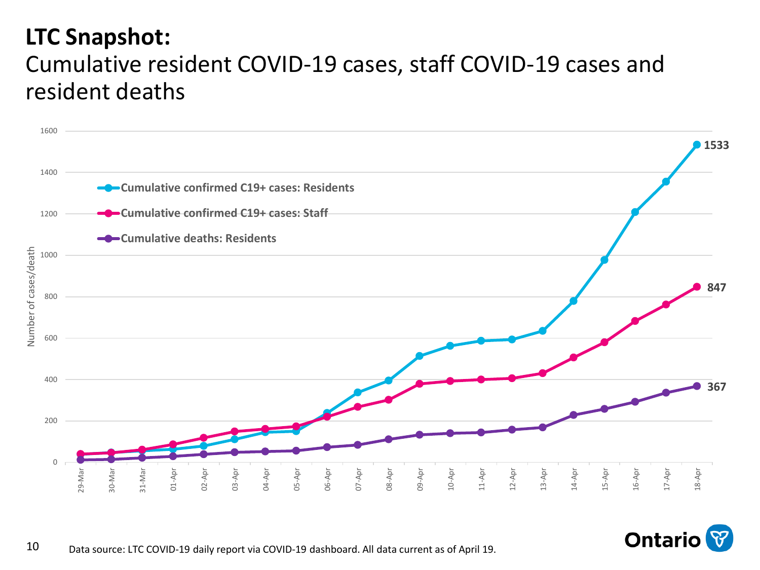# LTC Snapshot:

## Cumulative resident COVID-19 cases, staff COVID-19 cases and resident deaths

Number of cases/death

- Cumulative confirmed C19+ cases: Residents — 1533
- Cumulative confirmed C19+ cases: Staff — 847
- Cumulative deaths: Residents — 367

29-Mar, 30-Mar, 31-Mar, 01-Apr, 02-Apr, 03-Apr, 04-Apr, 05-Apr, 06-Apr, 07-Apr, 08-Apr, 09-Apr, 10-Apr, 11-Apr, 12-Apr, 13-Apr, 14-Apr, 15-Apr, 16-Apr, 17-Apr, 18-Apr

Data source: LTC COVID-19 daily report via COVID-19 dashboard. All data current as of April 19.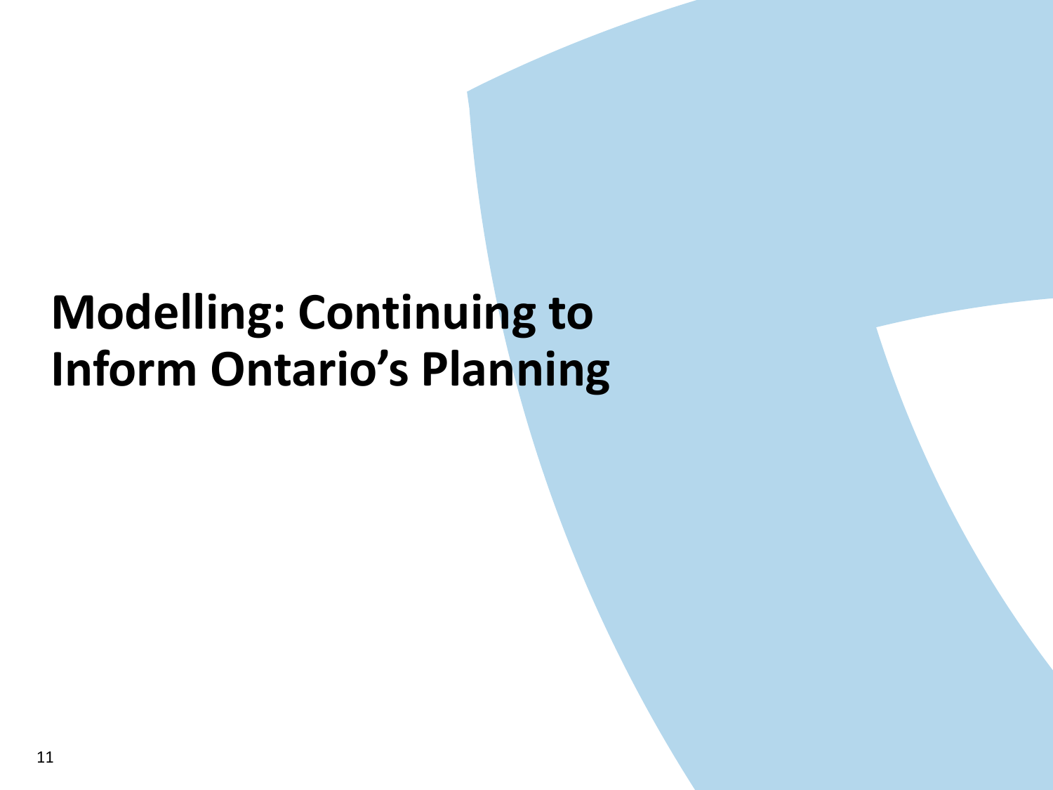# Modelling: Continuing to Inform Ontario's Planning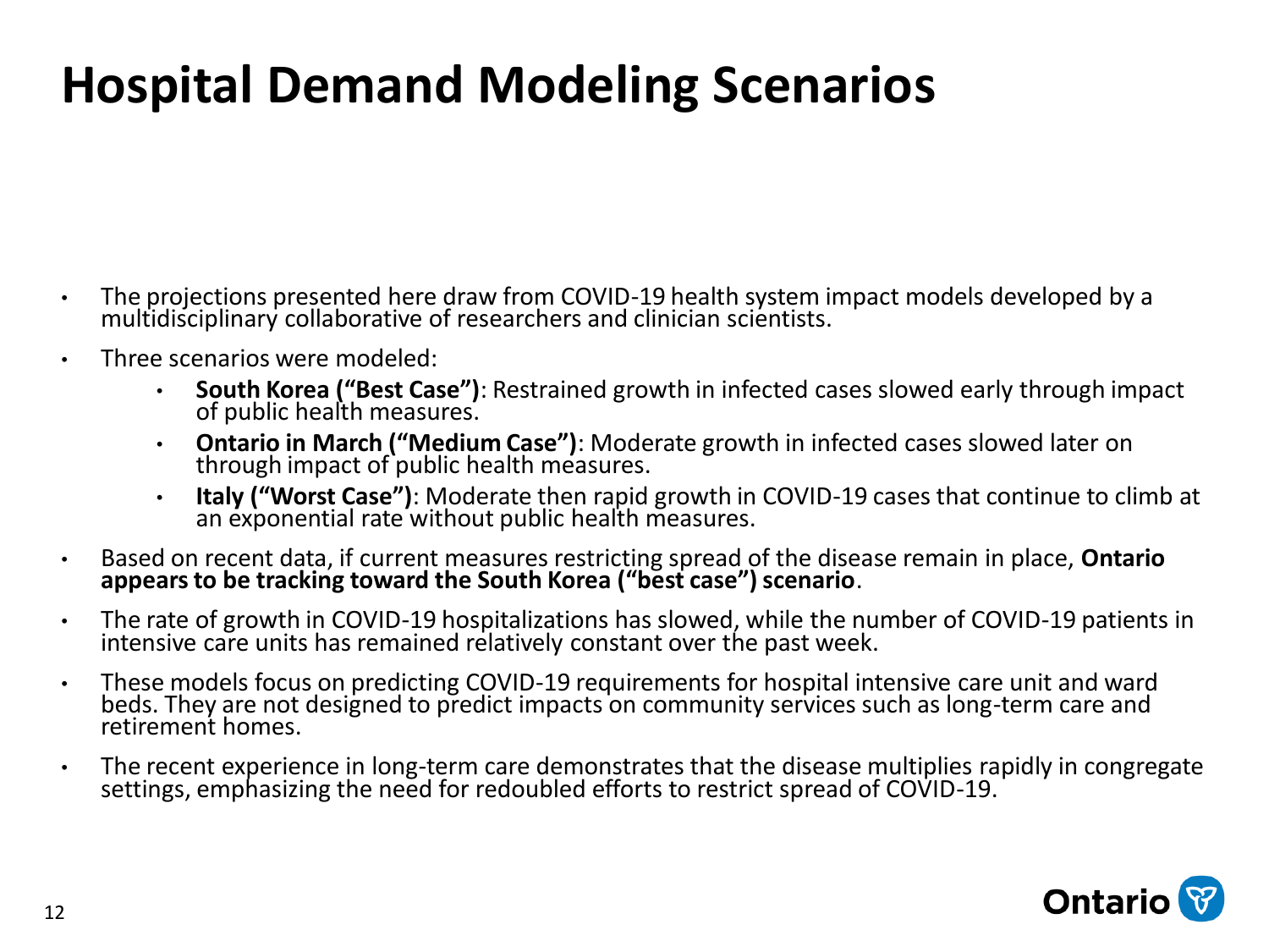# Hospital Demand Modeling Scenarios

- The projections presented here draw from COVID-19 health system impact models developed by a multidisciplinary collaborative of researchers and clinician scientists.
- Three scenarios were modeled:
  - **South Korea ("Best Case")**: Restrained growth in infected cases slowed early through impact of public health measures.
  - **Ontario in March ("Medium Case")**: Moderate growth in infected cases slowed later on through impact of public health measures.
  - **Italy ("Worst Case")**: Moderate then rapid growth in COVID-19 cases that continue to climb at an exponential rate without public health measures.
- Based on recent data, if current measures restricting spread of the disease remain in place, **Ontario appears to be tracking toward the South Korea ("best case") scenario**.
- The rate of growth in COVID-19 hospitalizations has slowed, while the number of COVID-19 patients in intensive care units has remained relatively constant over the past week.
- These models focus on predicting COVID-19 requirements for hospital intensive care unit and ward beds. They are not designed to predict impacts on community services such as long-term care and retirement homes.
- The recent experience in long-term care demonstrates that the disease multiplies rapidly in congregate settings, emphasizing the need for redoubled efforts to restrict spread of COVID-19.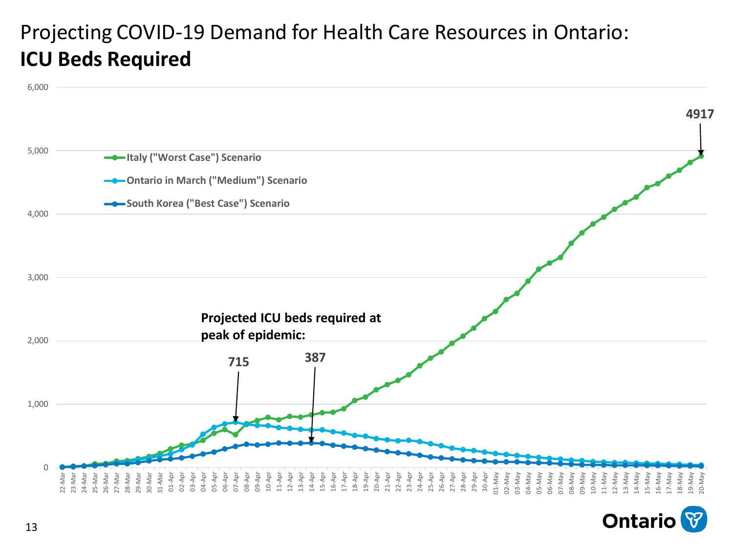# Projecting COVID-19 Demand for Health Care Resources in Ontario: **ICU Beds Required**

- Italy ("Worst Case") Scenario
- Ontario in March ("Medium") Scenario
- South Korea ("Best Case") Scenario

**Projected ICU beds required at peak of epidemic:**

**715**

**387**

**4917**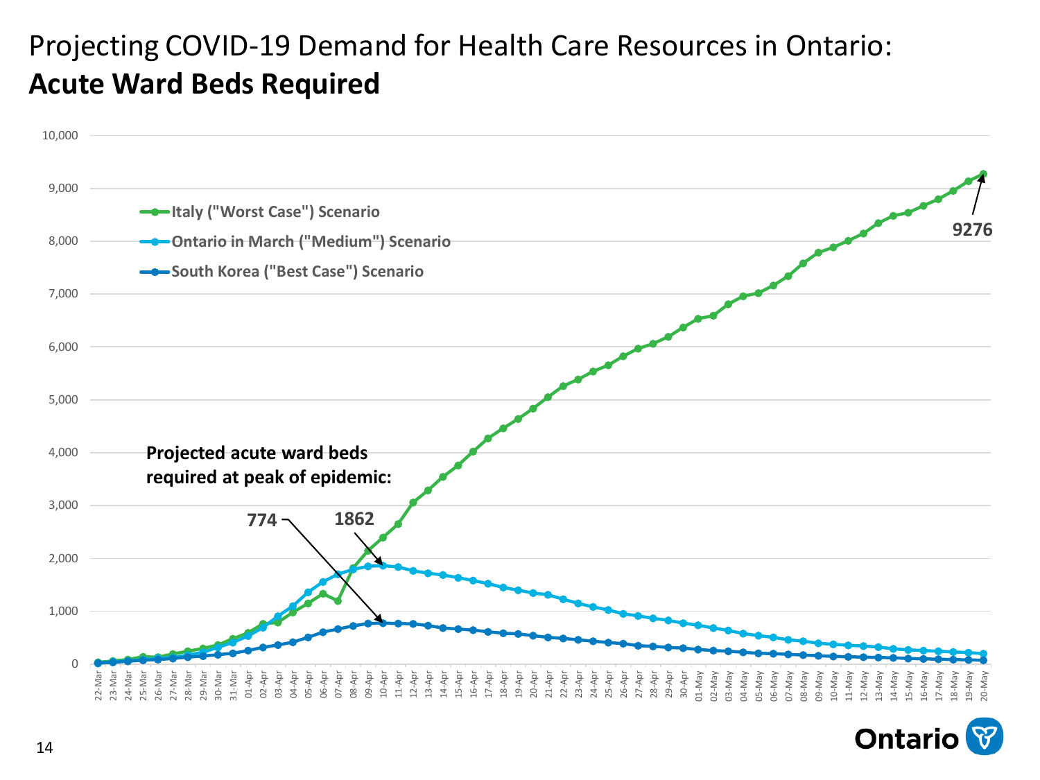# Projecting COVID-19 Demand for Health Care Resources in Ontario: **Acute Ward Beds Required**

- Italy ("Worst Case") Scenario
- Ontario in March ("Medium") Scenario
- South Korea ("Best Case") Scenario

**Projected acute ward beds required at peak of epidemic:**

**774**

**1862**

**9276**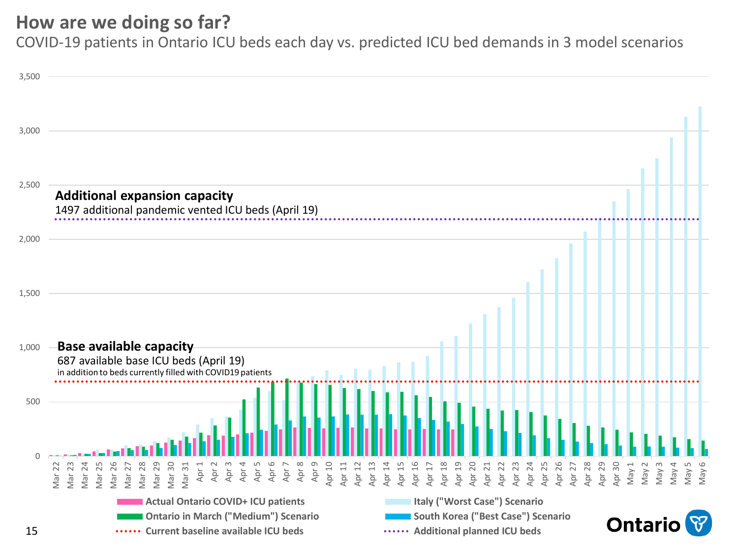# How are we doing so far?

COVID-19 patients in Ontario ICU beds each day vs. predicted ICU bed demands in 3 model scenarios

**Additional expansion capacity**
1497 additional pandemic vented ICU beds (April 19)

**Base available capacity**
687 available base ICU beds (April 19)
in addition to beds currently filled with COVID19 patients

Legend:
- Actual Ontario COVID+ ICU patients
- Ontario in March ("Medium") Scenario
- Current baseline available ICU beds
- Italy ("Worst Case") Scenario
- South Korea ("Best Case") Scenario
- Additional planned ICU beds

Y-axis: 0, 500, 1,000, 1,500, 2,000, 2,500, 3,000, 3,500

X-axis: Mar 22 – May 6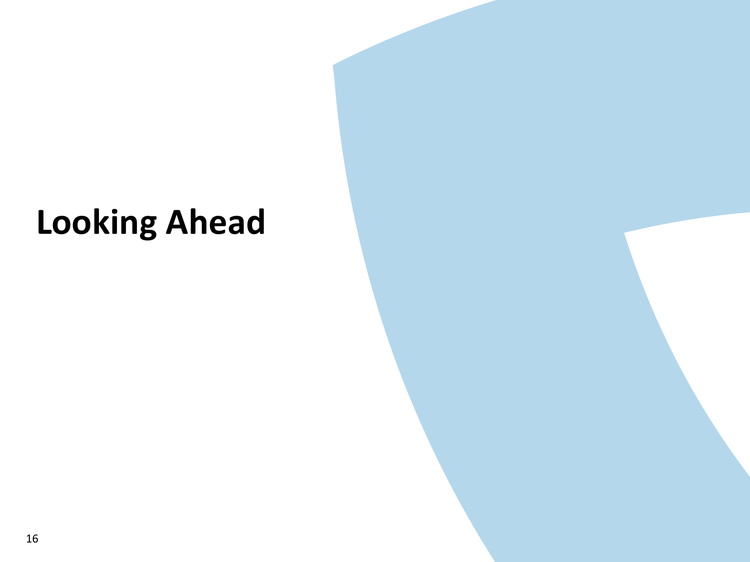# Looking Ahead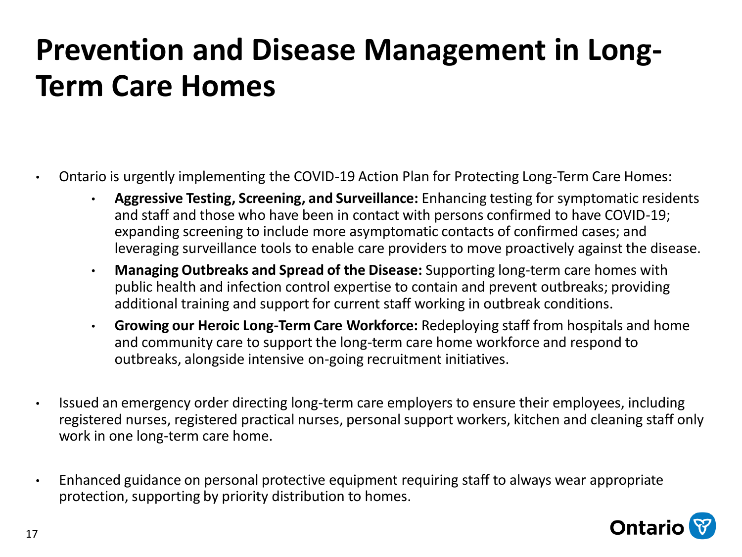# Prevention and Disease Management in Long-Term Care Homes

- Ontario is urgently implementing the COVID-19 Action Plan for Protecting Long-Term Care Homes:
  - **Aggressive Testing, Screening, and Surveillance:** Enhancing testing for symptomatic residents and staff and those who have been in contact with persons confirmed to have COVID-19; expanding screening to include more asymptomatic contacts of confirmed cases; and leveraging surveillance tools to enable care providers to move proactively against the disease.
  - **Managing Outbreaks and Spread of the Disease:** Supporting long-term care homes with public health and infection control expertise to contain and prevent outbreaks; providing additional training and support for current staff working in outbreak conditions.
  - **Growing our Heroic Long-Term Care Workforce:** Redeploying staff from hospitals and home and community care to support the long-term care home workforce and respond to outbreaks, alongside intensive on-going recruitment initiatives.
- Issued an emergency order directing long-term care employers to ensure their employees, including registered nurses, registered practical nurses, personal support workers, kitchen and cleaning staff only work in one long-term care home.
- Enhanced guidance on personal protective equipment requiring staff to always wear appropriate protection, supporting by priority distribution to homes.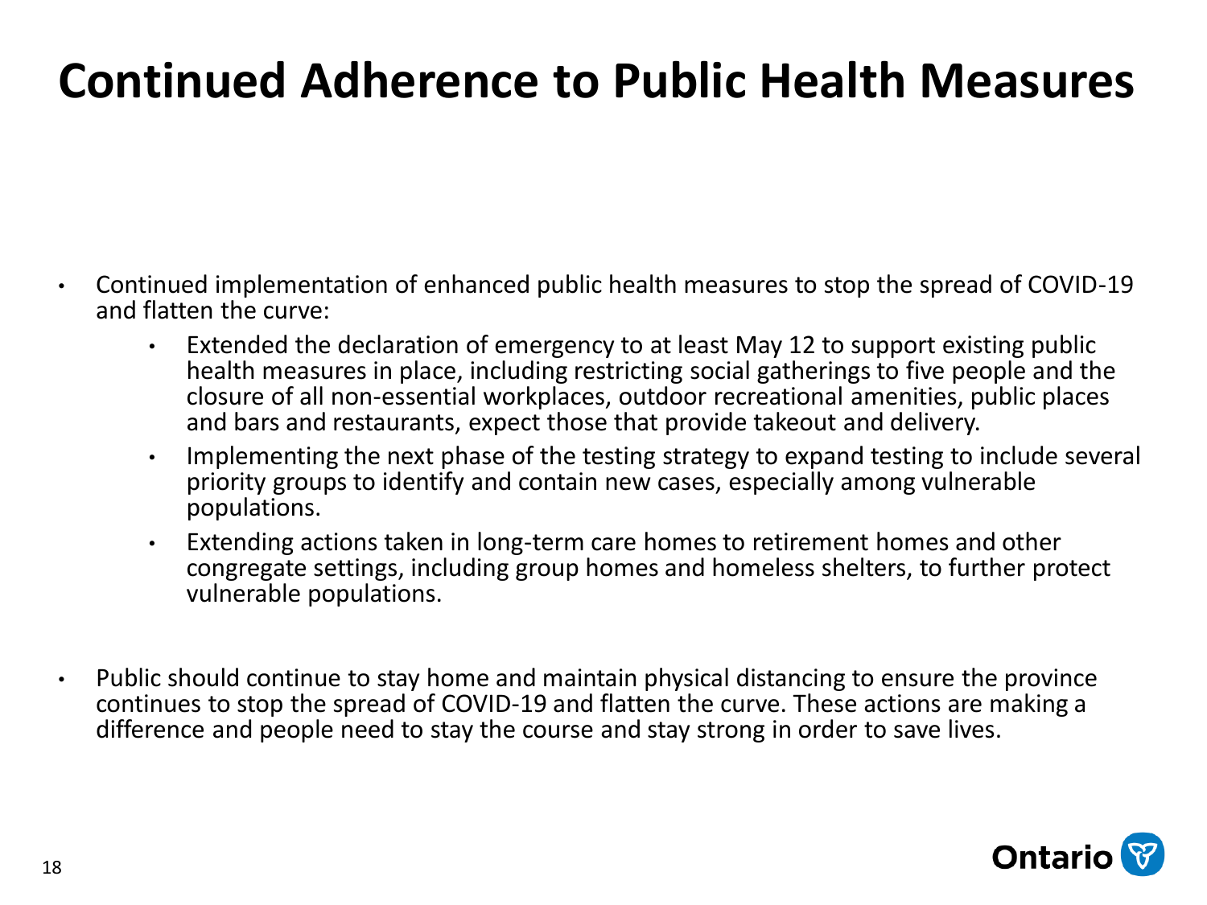# Continued Adherence to Public Health Measures

- Continued implementation of enhanced public health measures to stop the spread of COVID-19 and flatten the curve:
  - Extended the declaration of emergency to at least May 12 to support existing public health measures in place, including restricting social gatherings to five people and the closure of all non-essential workplaces, outdoor recreational amenities, public places and bars and restaurants, expect those that provide takeout and delivery.
  - Implementing the next phase of the testing strategy to expand testing to include several priority groups to identify and contain new cases, especially among vulnerable populations.
  - Extending actions taken in long-term care homes to retirement homes and other congregate settings, including group homes and homeless shelters, to further protect vulnerable populations.

- Public should continue to stay home and maintain physical distancing to ensure the province continues to stop the spread of COVID-19 and flatten the curve. These actions are making a difference and people need to stay the course and stay strong in order to save lives.